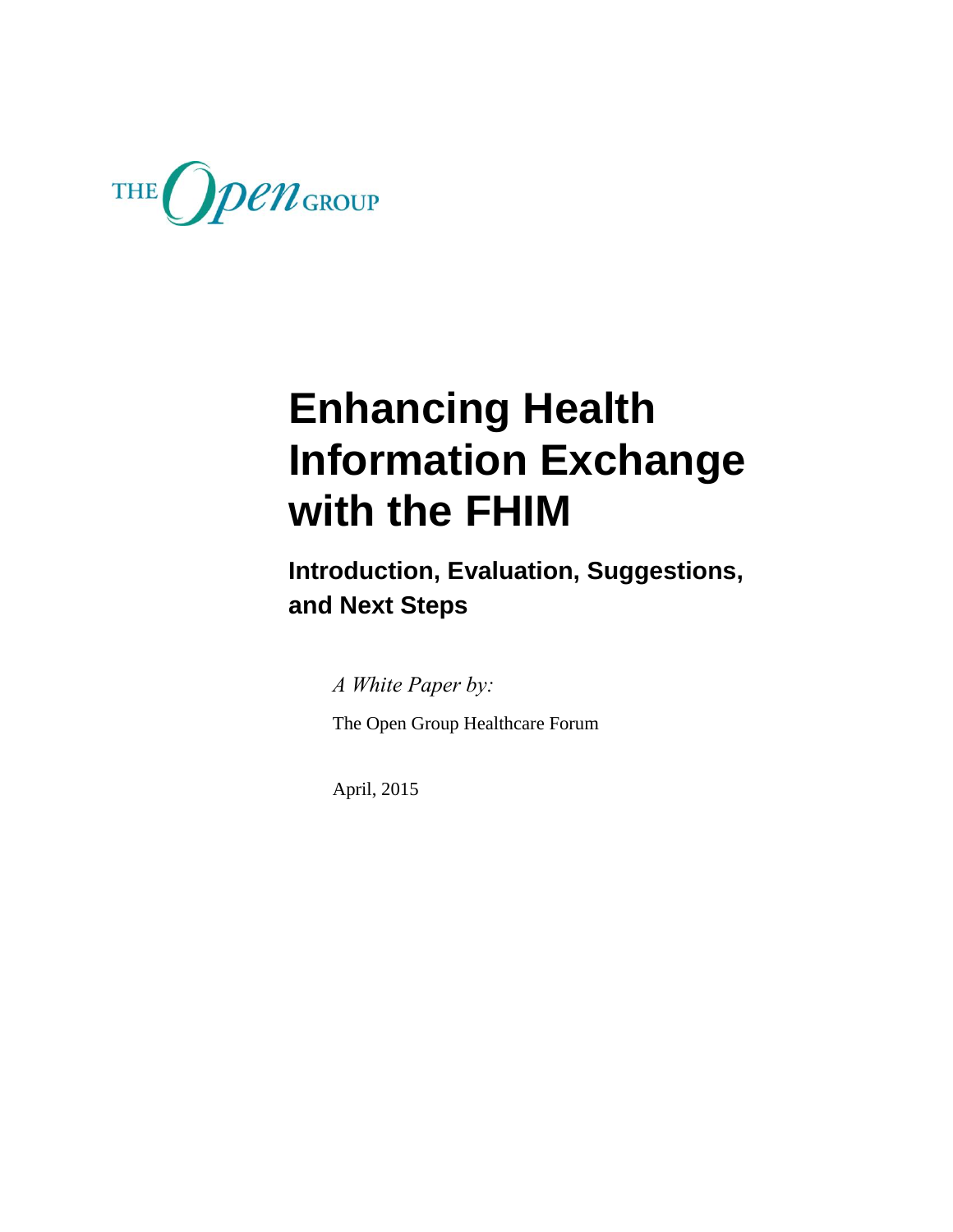THE Open GROUP

# Enhancing Health Information Exchange with the FHIM

## Introduction, Evaluation, Suggestions, and Next Steps

*A White Paper by:*

The Open Group Healthcare Forum

April, 2015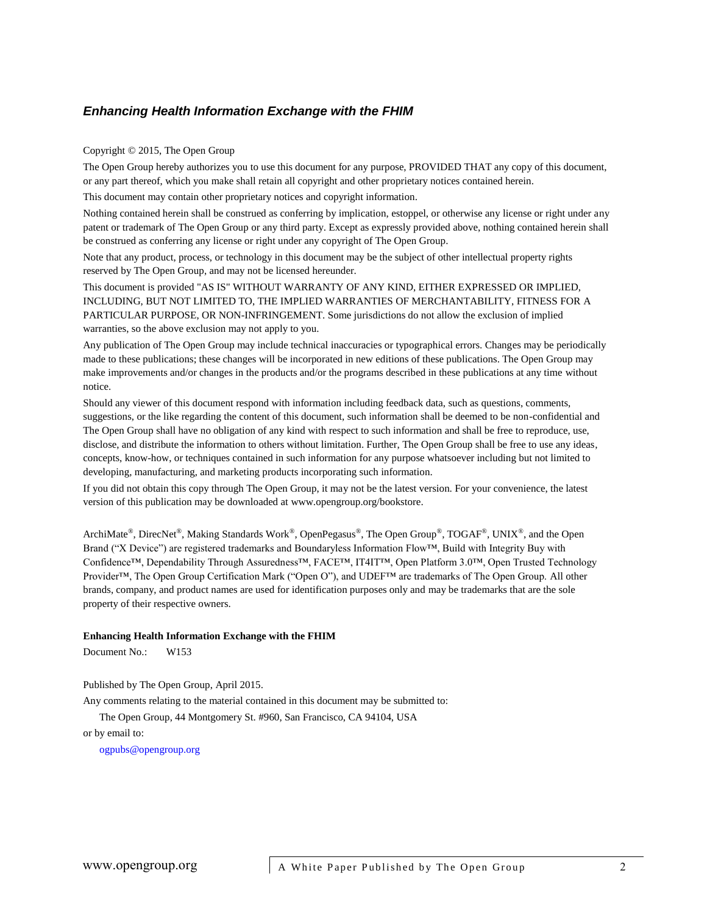*Enhancing Health Information Exchange with the FHIM*

Copyright © 2015, The Open Group

The Open Group hereby authorizes you to use this document for any purpose, PROVIDED THAT any copy of this document, or any part thereof, which you make shall retain all copyright and other proprietary notices contained herein.

This document may contain other proprietary notices and copyright information.

Nothing contained herein shall be construed as conferring by implication, estoppel, or otherwise any license or right under any patent or trademark of The Open Group or any third party. Except as expressly provided above, nothing contained herein shall be construed as conferring any license or right under any copyright of The Open Group.

Note that any product, process, or technology in this document may be the subject of other intellectual property rights reserved by The Open Group, and may not be licensed hereunder.

This document is provided "AS IS" WITHOUT WARRANTY OF ANY KIND, EITHER EXPRESSED OR IMPLIED, INCLUDING, BUT NOT LIMITED TO, THE IMPLIED WARRANTIES OF MERCHANTABILITY, FITNESS FOR A PARTICULAR PURPOSE, OR NON-INFRINGEMENT. Some jurisdictions do not allow the exclusion of implied warranties, so the above exclusion may not apply to you.

Any publication of The Open Group may include technical inaccuracies or typographical errors. Changes may be periodically made to these publications; these changes will be incorporated in new editions of these publications. The Open Group may make improvements and/or changes in the products and/or the programs described in these publications at any time without notice.

Should any viewer of this document respond with information including feedback data, such as questions, comments, suggestions, or the like regarding the content of this document, such information shall be deemed to be non-confidential and The Open Group shall have no obligation of any kind with respect to such information and shall be free to reproduce, use, disclose, and distribute the information to others without limitation. Further, The Open Group shall be free to use any ideas, concepts, know-how, or techniques contained in such information for any purpose whatsoever including but not limited to developing, manufacturing, and marketing products incorporating such information.

If you did not obtain this copy through The Open Group, it may not be the latest version. For your convenience, the latest version of this publication may be downloaded at www.opengroup.org/bookstore.

ArchiMate®, DirecNet®, Making Standards Work®, OpenPegasus®, The Open Group®, TOGAF®, UNIX®, and the Open Brand ("X Device") are registered trademarks and Boundaryless Information Flow™, Build with Integrity Buy with Confidence™, Dependability Through Assuredness™, FACE™, IT4IT™, Open Platform 3.0™, Open Trusted Technology Provider™, The Open Group Certification Mark ("Open O"), and UDEF™ are trademarks of The Open Group. All other brands, company, and product names are used for identification purposes only and may be trademarks that are the sole property of their respective owners.

**Enhancing Health Information Exchange with the FHIM**

Document No.: W153

Published by The Open Group, April 2015.

Any comments relating to the material contained in this document may be submitted to:

The Open Group, 44 Montgomery St. #960, San Francisco, CA 94104, USA

or by email to:

ogpubs@opengroup.org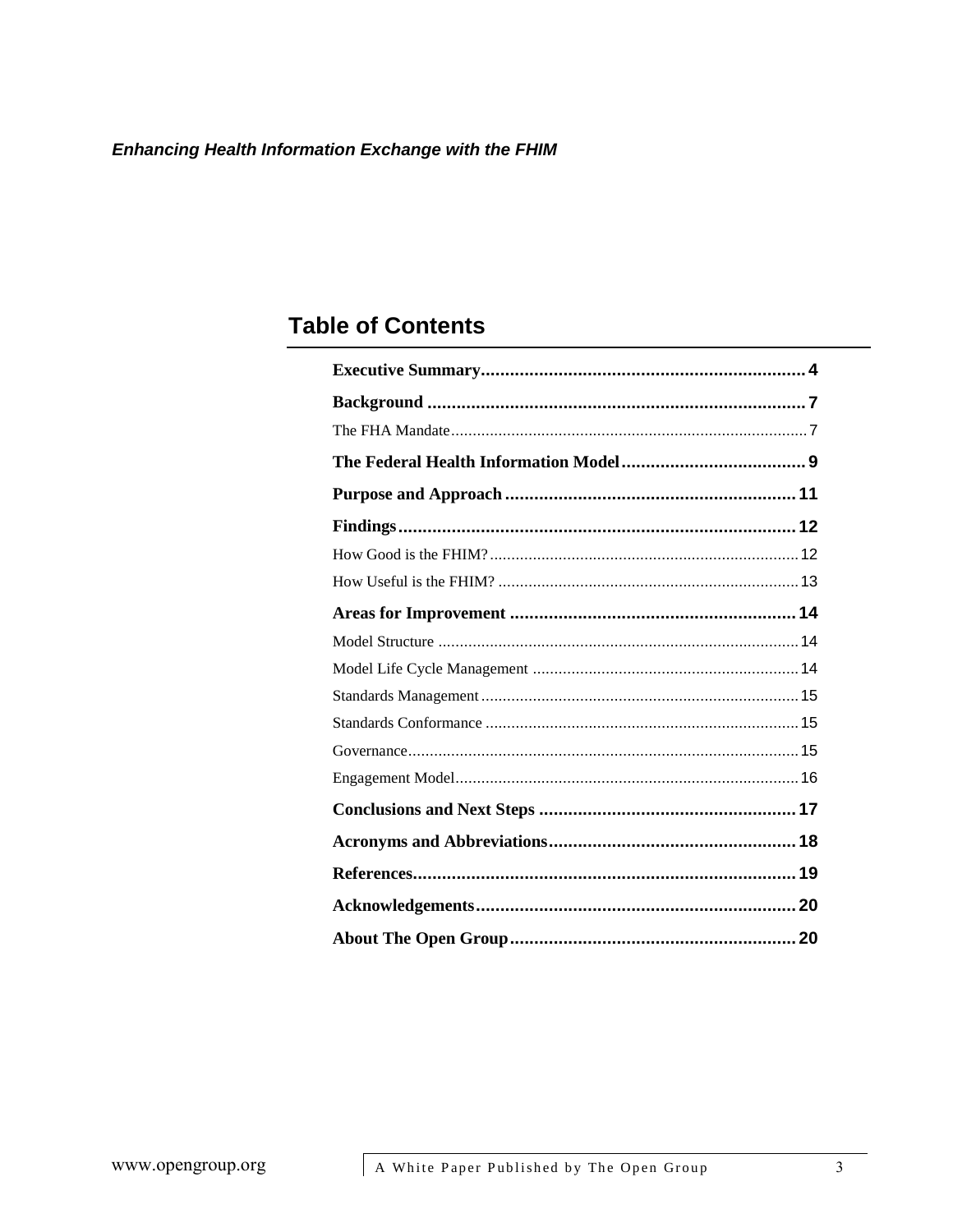## Table of Contents

**Executive Summary** .................................................................. **4**

**Background** .......................................................................... **7**

The FHA Mandate .......................................................................... 7

**The Federal Health Information Model** ...................................... **9**

**Purpose and Approach** ............................................................ **11**

**Findings** ................................................................................ **12**

How Good is the FHIM? ............................................................... 12

How Useful is the FHIM? ............................................................. 13

**Areas for Improvement** ........................................................... **14**

Model Structure .......................................................................... 14

Model Life Cycle Management ...................................................... 14

Standards Management ............................................................... 15

Standards Conformance .............................................................. 15

Governance ................................................................................ 15

Engagement Model ..................................................................... 16

**Conclusions and Next Steps** .................................................... **17**

**Acronyms and Abbreviations** ................................................... **18**

**References** ............................................................................. **19**

**Acknowledgements** ................................................................. **20**

**About The Open Group** ............................................................ **20**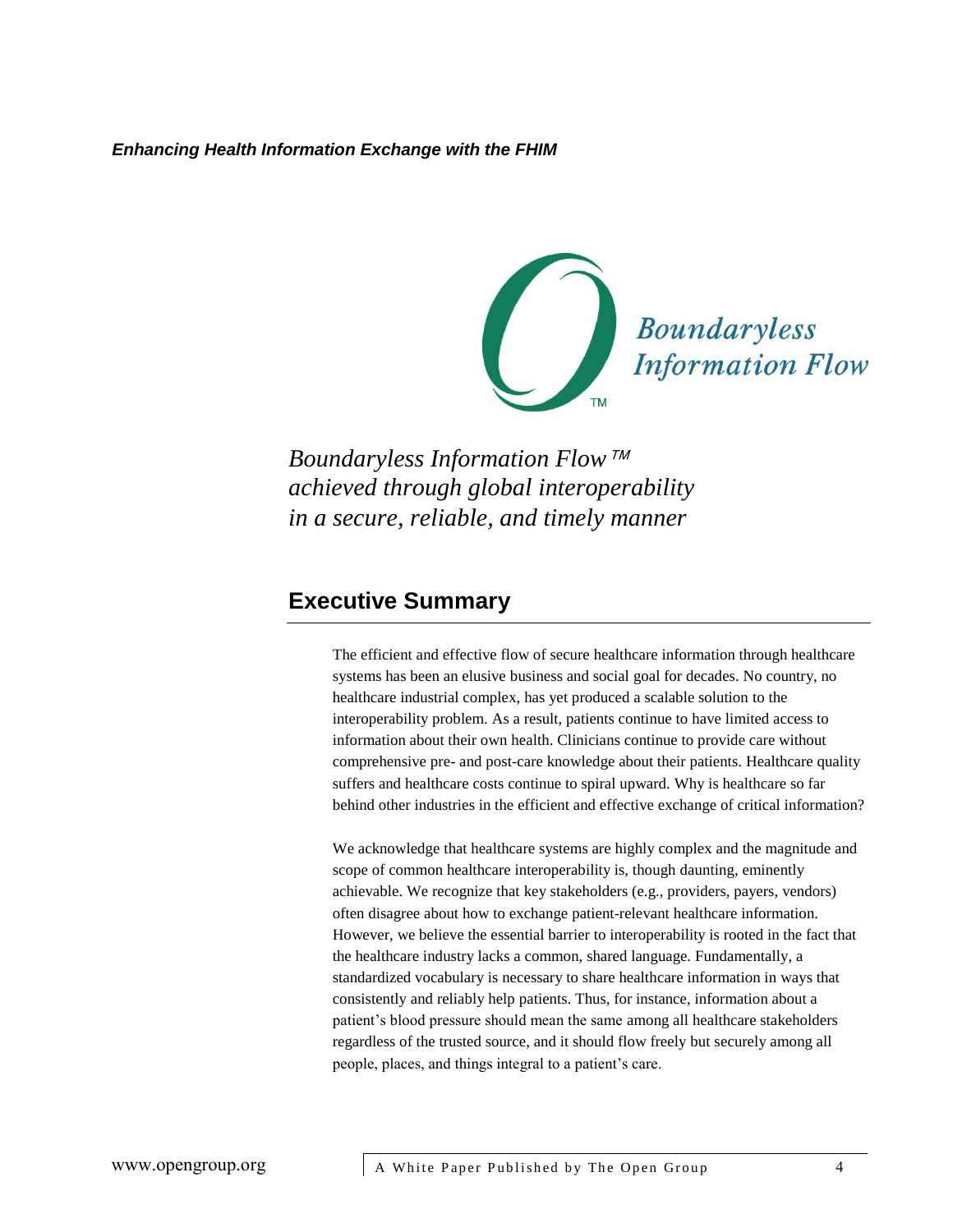*Boundaryless Information Flow™*
*achieved through global interoperability*
*in a secure, reliable, and timely manner*

## Executive Summary

The efficient and effective flow of secure healthcare information through healthcare systems has been an elusive business and social goal for decades. No country, no healthcare industrial complex, has yet produced a scalable solution to the interoperability problem. As a result, patients continue to have limited access to information about their own health. Clinicians continue to provide care without comprehensive pre- and post-care knowledge about their patients. Healthcare quality suffers and healthcare costs continue to spiral upward. Why is healthcare so far behind other industries in the efficient and effective exchange of critical information?

We acknowledge that healthcare systems are highly complex and the magnitude and scope of common healthcare interoperability is, though daunting, eminently achievable. We recognize that key stakeholders (e.g., providers, payers, vendors) often disagree about how to exchange patient-relevant healthcare information. However, we believe the essential barrier to interoperability is rooted in the fact that the healthcare industry lacks a common, shared language. Fundamentally, a standardized vocabulary is necessary to share healthcare information in ways that consistently and reliably help patients. Thus, for instance, information about a patient's blood pressure should mean the same among all healthcare stakeholders regardless of the trusted source, and it should flow freely but securely among all people, places, and things integral to a patient's care.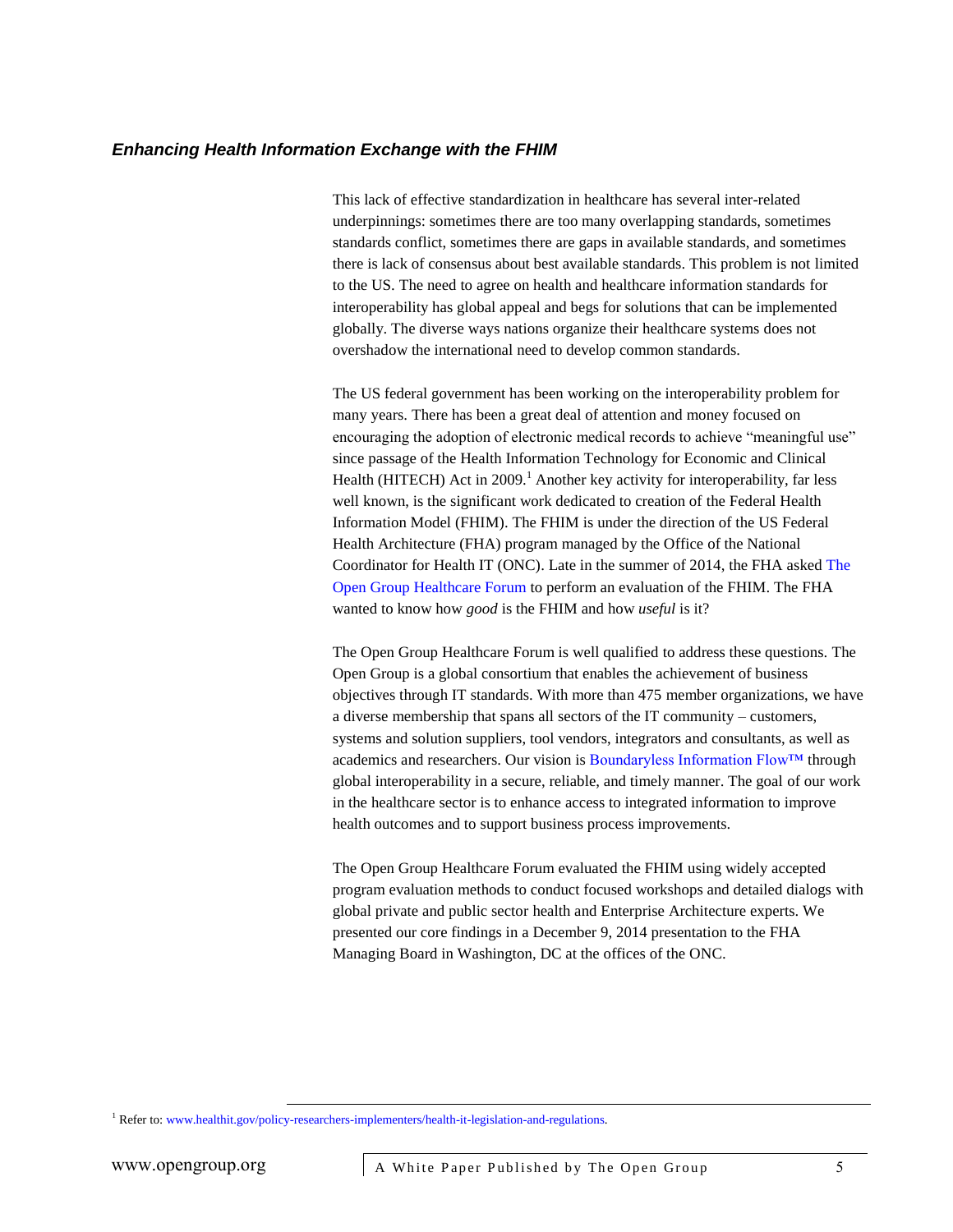### *Enhancing Health Information Exchange with the FHIM*

This lack of effective standardization in healthcare has several inter-related underpinnings: sometimes there are too many overlapping standards, sometimes standards conflict, sometimes there are gaps in available standards, and sometimes there is lack of consensus about best available standards. This problem is not limited to the US. The need to agree on health and healthcare information standards for interoperability has global appeal and begs for solutions that can be implemented globally. The diverse ways nations organize their healthcare systems does not overshadow the international need to develop common standards.

The US federal government has been working on the interoperability problem for many years. There has been a great deal of attention and money focused on encouraging the adoption of electronic medical records to achieve "meaningful use" since passage of the Health Information Technology for Economic and Clinical Health (HITECH) Act in 2009.[1] Another key activity for interoperability, far less well known, is the significant work dedicated to creation of the Federal Health Information Model (FHIM). The FHIM is under the direction of the US Federal Health Architecture (FHA) program managed by the Office of the National Coordinator for Health IT (ONC). Late in the summer of 2014, the FHA asked The Open Group Healthcare Forum to perform an evaluation of the FHIM. The FHA wanted to know how *good* is the FHIM and how *useful* is it?

The Open Group Healthcare Forum is well qualified to address these questions. The Open Group is a global consortium that enables the achievement of business objectives through IT standards. With more than 475 member organizations, we have a diverse membership that spans all sectors of the IT community – customers, systems and solution suppliers, tool vendors, integrators and consultants, as well as academics and researchers. Our vision is Boundaryless Information Flow™ through global interoperability in a secure, reliable, and timely manner. The goal of our work in the healthcare sector is to enhance access to integrated information to improve health outcomes and to support business process improvements.

The Open Group Healthcare Forum evaluated the FHIM using widely accepted program evaluation methods to conduct focused workshops and detailed dialogs with global private and public sector health and Enterprise Architecture experts. We presented our core findings in a December 9, 2014 presentation to the FHA Managing Board in Washington, DC at the offices of the ONC.

---

[1] Refer to: www.healthit.gov/policy-researchers-implementers/health-it-legislation-and-regulations.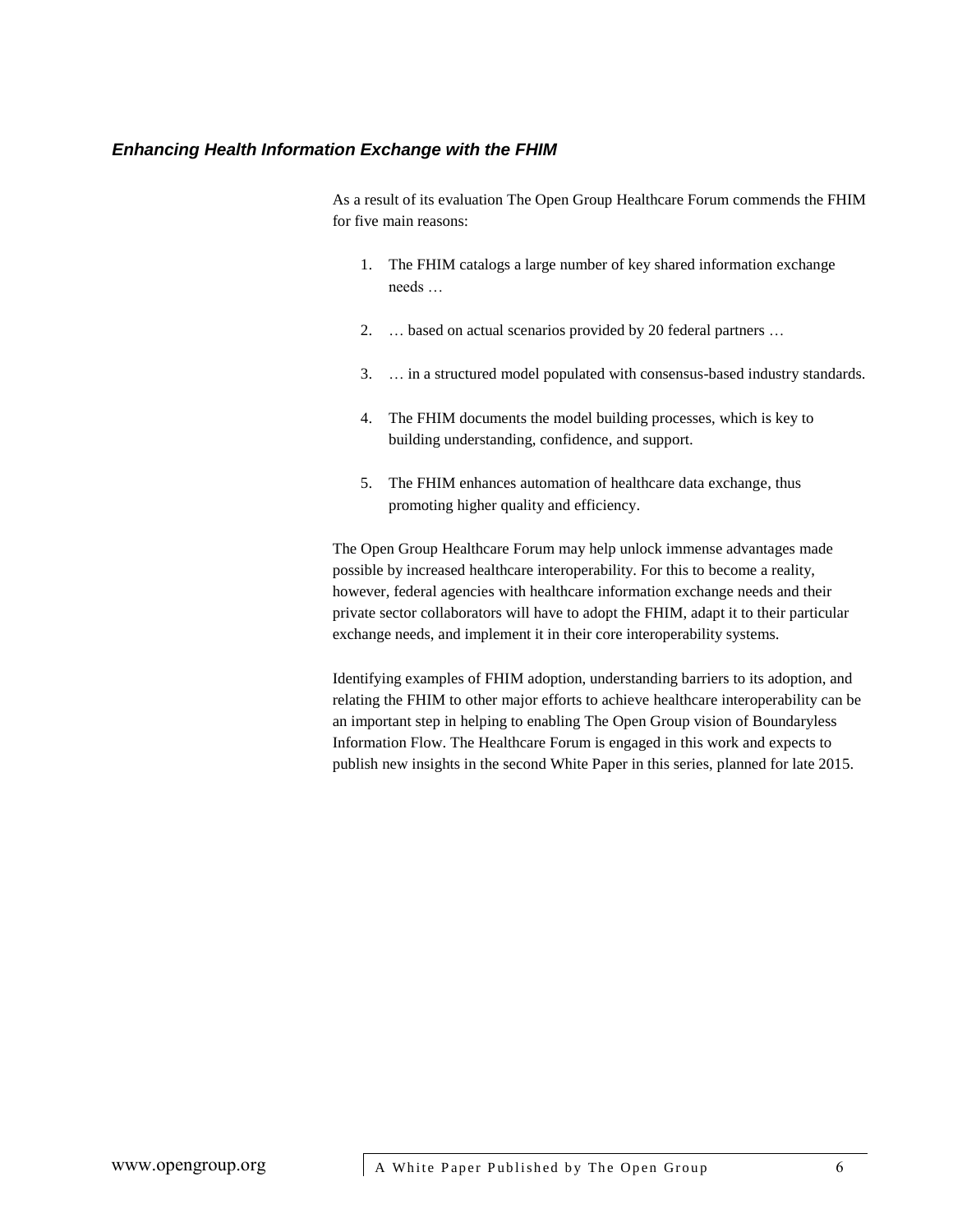### *Enhancing Health Information Exchange with the FHIM*

As a result of its evaluation The Open Group Healthcare Forum commends the FHIM for five main reasons:

1. The FHIM catalogs a large number of key shared information exchange needs …
2. … based on actual scenarios provided by 20 federal partners …
3. … in a structured model populated with consensus-based industry standards.
4. The FHIM documents the model building processes, which is key to building understanding, confidence, and support.
5. The FHIM enhances automation of healthcare data exchange, thus promoting higher quality and efficiency.

The Open Group Healthcare Forum may help unlock immense advantages made possible by increased healthcare interoperability. For this to become a reality, however, federal agencies with healthcare information exchange needs and their private sector collaborators will have to adopt the FHIM, adapt it to their particular exchange needs, and implement it in their core interoperability systems.

Identifying examples of FHIM adoption, understanding barriers to its adoption, and relating the FHIM to other major efforts to achieve healthcare interoperability can be an important step in helping to enabling The Open Group vision of Boundaryless Information Flow. The Healthcare Forum is engaged in this work and expects to publish new insights in the second White Paper in this series, planned for late 2015.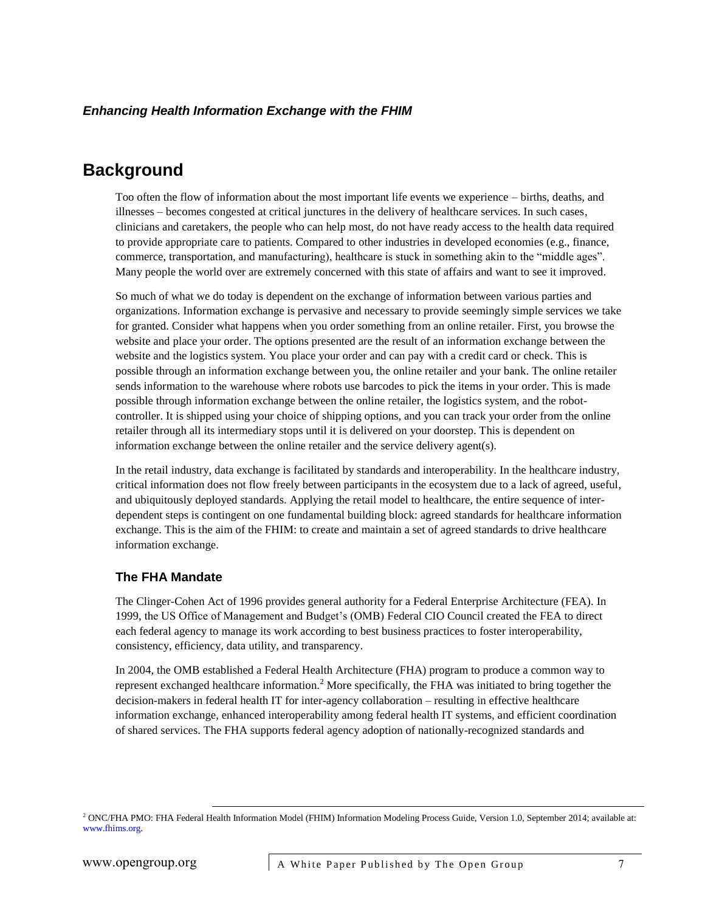## Background

Too often the flow of information about the most important life events we experience – births, deaths, and illnesses – becomes congested at critical junctures in the delivery of healthcare services. In such cases, clinicians and caretakers, the people who can help most, do not have ready access to the health data required to provide appropriate care to patients. Compared to other industries in developed economies (e.g., finance, commerce, transportation, and manufacturing), healthcare is stuck in something akin to the "middle ages". Many people the world over are extremely concerned with this state of affairs and want to see it improved.

So much of what we do today is dependent on the exchange of information between various parties and organizations. Information exchange is pervasive and necessary to provide seemingly simple services we take for granted. Consider what happens when you order something from an online retailer. First, you browse the website and place your order. The options presented are the result of an information exchange between the website and the logistics system. You place your order and can pay with a credit card or check. This is possible through an information exchange between you, the online retailer and your bank. The online retailer sends information to the warehouse where robots use barcodes to pick the items in your order. This is made possible through information exchange between the online retailer, the logistics system, and the robot-controller. It is shipped using your choice of shipping options, and you can track your order from the online retailer through all its intermediary stops until it is delivered on your doorstep. This is dependent on information exchange between the online retailer and the service delivery agent(s).

In the retail industry, data exchange is facilitated by standards and interoperability. In the healthcare industry, critical information does not flow freely between participants in the ecosystem due to a lack of agreed, useful, and ubiquitously deployed standards. Applying the retail model to healthcare, the entire sequence of inter-dependent steps is contingent on one fundamental building block: agreed standards for healthcare information exchange. This is the aim of the FHIM: to create and maintain a set of agreed standards to drive healthcare information exchange.

### The FHA Mandate

The Clinger-Cohen Act of 1996 provides general authority for a Federal Enterprise Architecture (FEA). In 1999, the US Office of Management and Budget's (OMB) Federal CIO Council created the FEA to direct each federal agency to manage its work according to best business practices to foster interoperability, consistency, efficiency, data utility, and transparency.

In 2004, the OMB established a Federal Health Architecture (FHA) program to produce a common way to represent exchanged healthcare information.[2] More specifically, the FHA was initiated to bring together the decision-makers in federal health IT for inter-agency collaboration – resulting in effective healthcare information exchange, enhanced interoperability among federal health IT systems, and efficient coordination of shared services. The FHA supports federal agency adoption of nationally-recognized standards and

[2] ONC/FHA PMO: FHA Federal Health Information Model (FHIM) Information Modeling Process Guide, Version 1.0, September 2014; available at: www.fhims.org.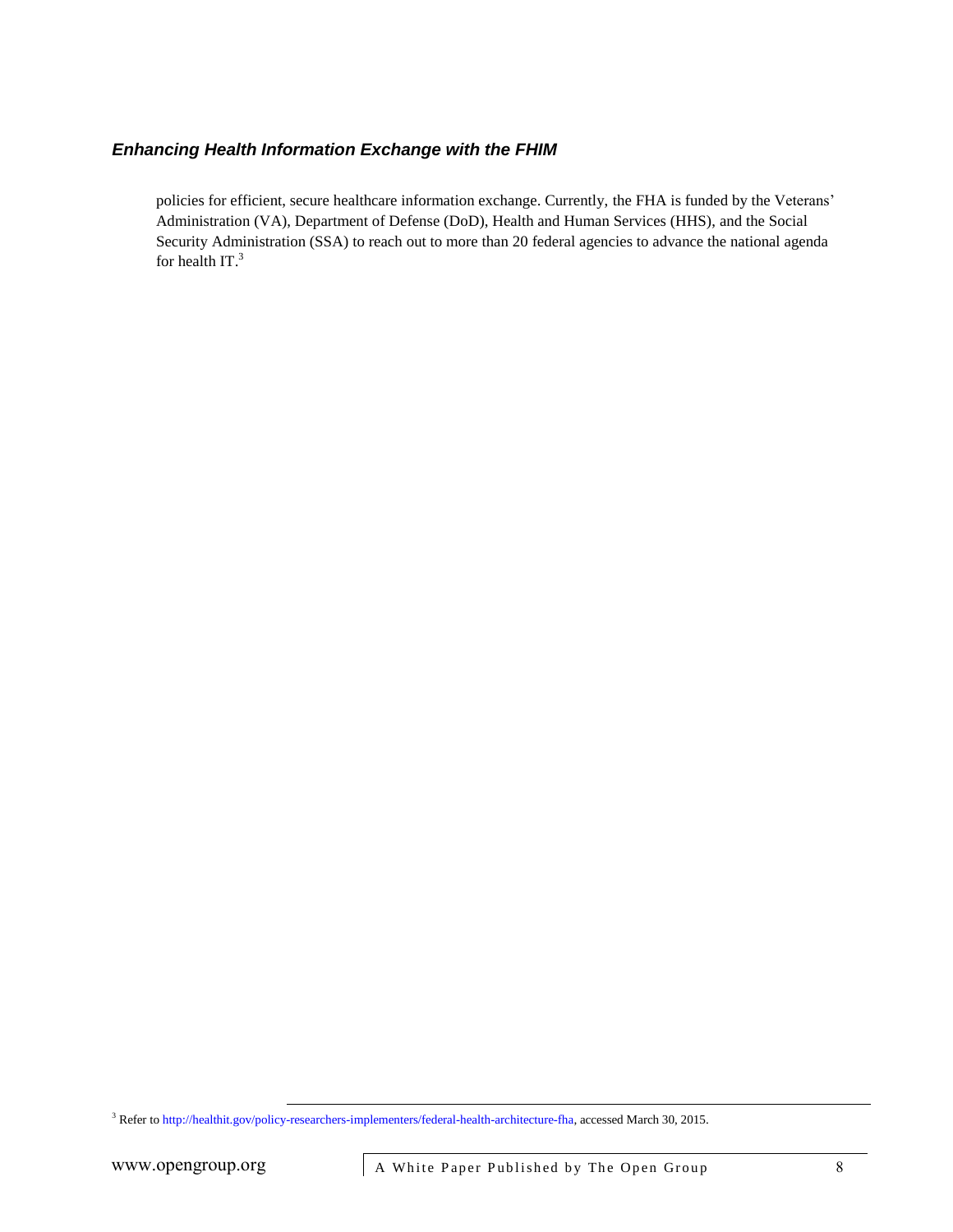policies for efficient, secure healthcare information exchange. Currently, the FHA is funded by the Veterans' Administration (VA), Department of Defense (DoD), Health and Human Services (HHS), and the Social Security Administration (SSA) to reach out to more than 20 federal agencies to advance the national agenda for health IT.[3]

---

[3] Refer to http://healthit.gov/policy-researchers-implementers/federal-health-architecture-fha, accessed March 30, 2015.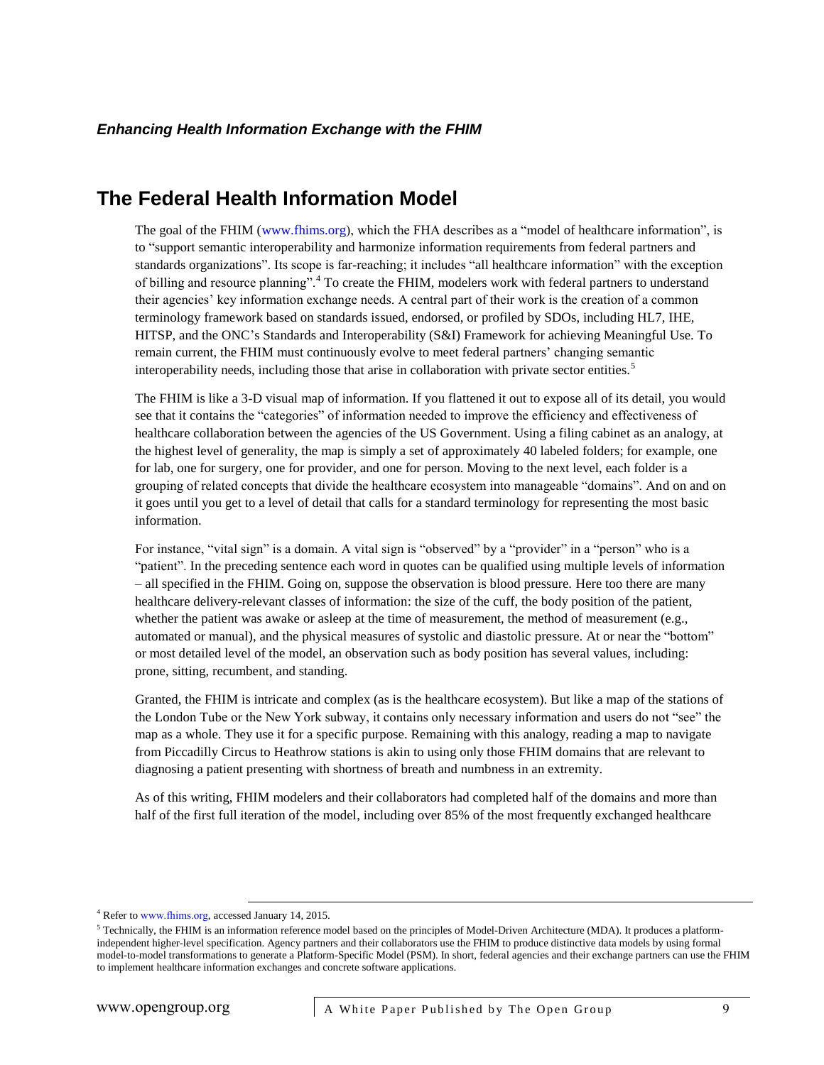## The Federal Health Information Model

The goal of the FHIM (www.fhims.org), which the FHA describes as a "model of healthcare information", is to "support semantic interoperability and harmonize information requirements from federal partners and standards organizations". Its scope is far-reaching; it includes "all healthcare information" with the exception of billing and resource planning".[4] To create the FHIM, modelers work with federal partners to understand their agencies' key information exchange needs. A central part of their work is the creation of a common terminology framework based on standards issued, endorsed, or profiled by SDOs, including HL7, IHE, HITSP, and the ONC's Standards and Interoperability (S&I) Framework for achieving Meaningful Use. To remain current, the FHIM must continuously evolve to meet federal partners' changing semantic interoperability needs, including those that arise in collaboration with private sector entities.[5]

The FHIM is like a 3-D visual map of information. If you flattened it out to expose all of its detail, you would see that it contains the "categories" of information needed to improve the efficiency and effectiveness of healthcare collaboration between the agencies of the US Government. Using a filing cabinet as an analogy, at the highest level of generality, the map is simply a set of approximately 40 labeled folders; for example, one for lab, one for surgery, one for provider, and one for person. Moving to the next level, each folder is a grouping of related concepts that divide the healthcare ecosystem into manageable "domains". And on and on it goes until you get to a level of detail that calls for a standard terminology for representing the most basic information.

For instance, "vital sign" is a domain. A vital sign is "observed" by a "provider" in a "person" who is a "patient". In the preceding sentence each word in quotes can be qualified using multiple levels of information – all specified in the FHIM. Going on, suppose the observation is blood pressure. Here too there are many healthcare delivery-relevant classes of information: the size of the cuff, the body position of the patient, whether the patient was awake or asleep at the time of measurement, the method of measurement (e.g., automated or manual), and the physical measures of systolic and diastolic pressure. At or near the "bottom" or most detailed level of the model, an observation such as body position has several values, including: prone, sitting, recumbent, and standing.

Granted, the FHIM is intricate and complex (as is the healthcare ecosystem). But like a map of the stations of the London Tube or the New York subway, it contains only necessary information and users do not "see" the map as a whole. They use it for a specific purpose. Remaining with this analogy, reading a map to navigate from Piccadilly Circus to Heathrow stations is akin to using only those FHIM domains that are relevant to diagnosing a patient presenting with shortness of breath and numbness in an extremity.

As of this writing, FHIM modelers and their collaborators had completed half of the domains and more than half of the first full iteration of the model, including over 85% of the most frequently exchanged healthcare

---

[4] Refer to www.fhims.org, accessed January 14, 2015.

[5] Technically, the FHIM is an information reference model based on the principles of Model-Driven Architecture (MDA). It produces a platform-independent higher-level specification. Agency partners and their collaborators use the FHIM to produce distinctive data models by using formal model-to-model transformations to generate a Platform-Specific Model (PSM). In short, federal agencies and their exchange partners can use the FHIM to implement healthcare information exchanges and concrete software applications.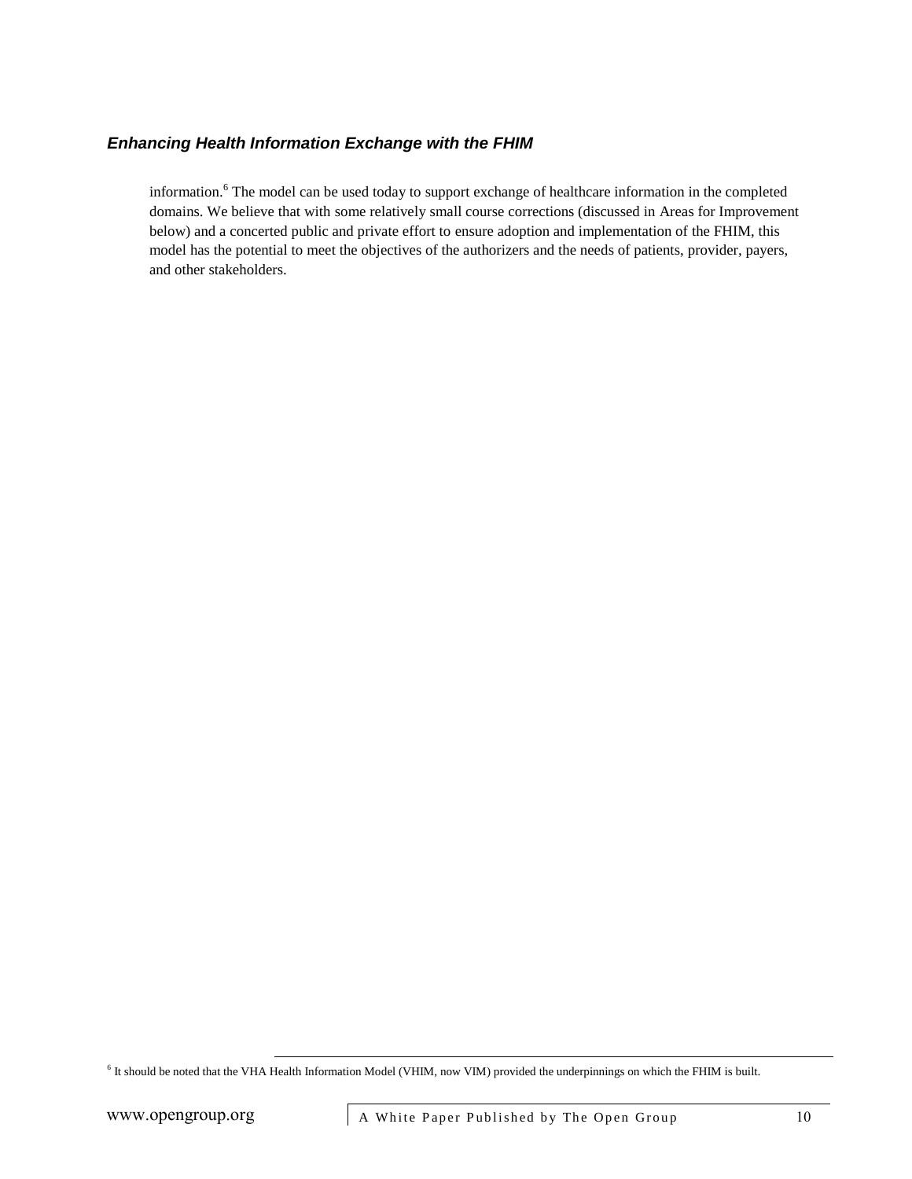information.[6] The model can be used today to support exchange of healthcare information in the completed domains. We believe that with some relatively small course corrections (discussed in Areas for Improvement below) and a concerted public and private effort to ensure adoption and implementation of the FHIM, this model has the potential to meet the objectives of the authorizers and the needs of patients, provider, payers, and other stakeholders.

[6] It should be noted that the VHA Health Information Model (VHIM, now VIM) provided the underpinnings on which the FHIM is built.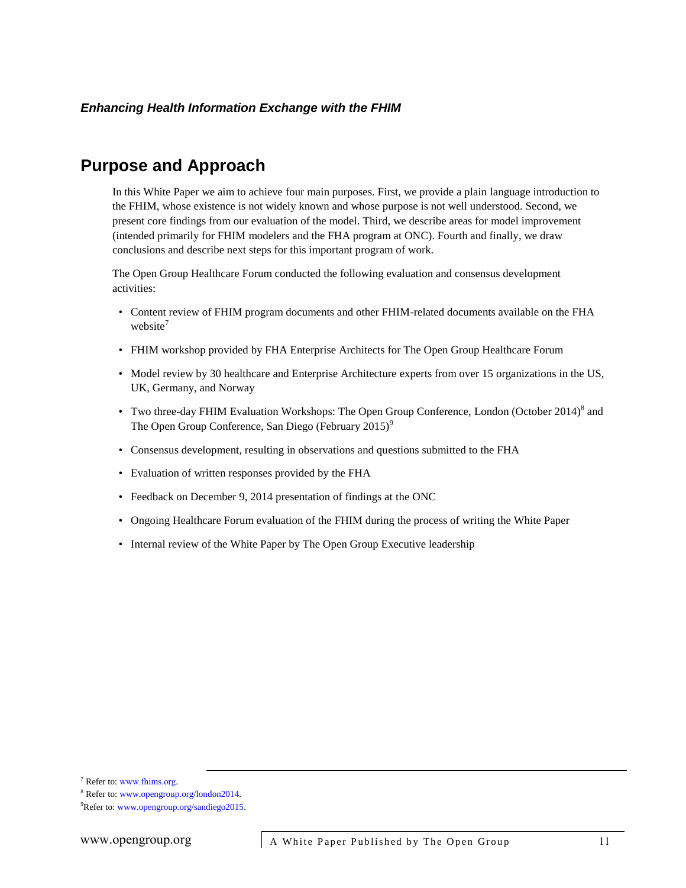## Purpose and Approach

In this White Paper we aim to achieve four main purposes. First, we provide a plain language introduction to the FHIM, whose existence is not widely known and whose purpose is not well understood. Second, we present core findings from our evaluation of the model. Third, we describe areas for model improvement (intended primarily for FHIM modelers and the FHA program at ONC). Fourth and finally, we draw conclusions and describe next steps for this important program of work.

The Open Group Healthcare Forum conducted the following evaluation and consensus development activities:

- Content review of FHIM program documents and other FHIM-related documents available on the FHA website[7]
- FHIM workshop provided by FHA Enterprise Architects for The Open Group Healthcare Forum
- Model review by 30 healthcare and Enterprise Architecture experts from over 15 organizations in the US, UK, Germany, and Norway
- Two three-day FHIM Evaluation Workshops: The Open Group Conference, London (October 2014)[8] and The Open Group Conference, San Diego (February 2015)[9]
- Consensus development, resulting in observations and questions submitted to the FHA
- Evaluation of written responses provided by the FHA
- Feedback on December 9, 2014 presentation of findings at the ONC
- Ongoing Healthcare Forum evaluation of the FHIM during the process of writing the White Paper
- Internal review of the White Paper by The Open Group Executive leadership

[7] Refer to: www.fhims.org.

[8] Refer to: www.opengroup.org/london2014.

[9] Refer to: www.opengroup.org/sandiego2015.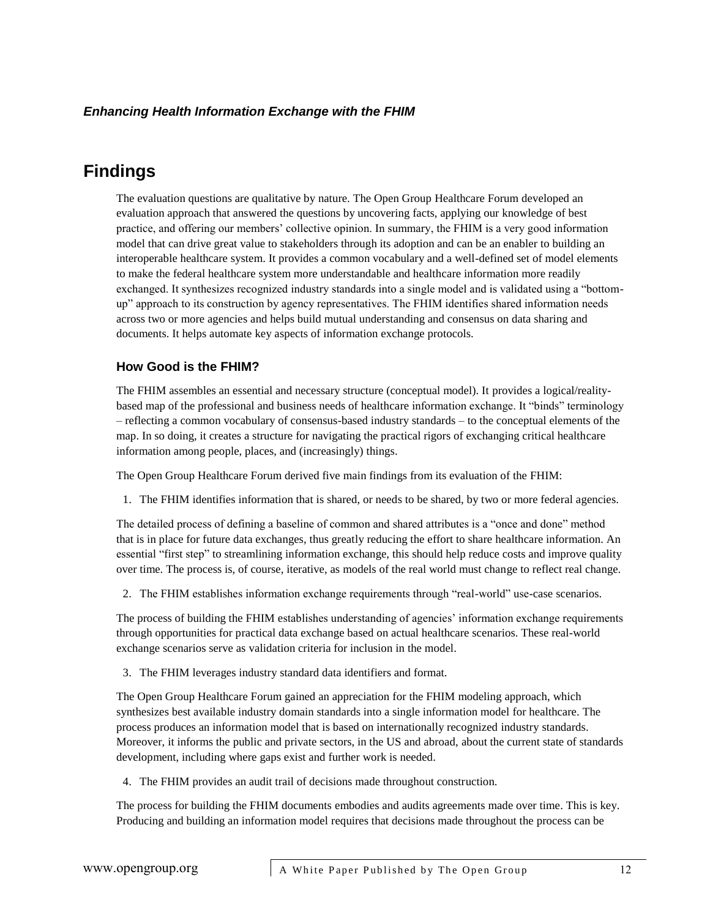# Findings

The evaluation questions are qualitative by nature. The Open Group Healthcare Forum developed an evaluation approach that answered the questions by uncovering facts, applying our knowledge of best practice, and offering our members' collective opinion. In summary, the FHIM is a very good information model that can drive great value to stakeholders through its adoption and can be an enabler to building an interoperable healthcare system. It provides a common vocabulary and a well-defined set of model elements to make the federal healthcare system more understandable and healthcare information more readily exchanged. It synthesizes recognized industry standards into a single model and is validated using a "bottom-up" approach to its construction by agency representatives. The FHIM identifies shared information needs across two or more agencies and helps build mutual understanding and consensus on data sharing and documents. It helps automate key aspects of information exchange protocols.

## How Good is the FHIM?

The FHIM assembles an essential and necessary structure (conceptual model). It provides a logical/reality-based map of the professional and business needs of healthcare information exchange. It "binds" terminology – reflecting a common vocabulary of consensus-based industry standards – to the conceptual elements of the map. In so doing, it creates a structure for navigating the practical rigors of exchanging critical healthcare information among people, places, and (increasingly) things.

The Open Group Healthcare Forum derived five main findings from its evaluation of the FHIM:

1. The FHIM identifies information that is shared, or needs to be shared, by two or more federal agencies.

The detailed process of defining a baseline of common and shared attributes is a "once and done" method that is in place for future data exchanges, thus greatly reducing the effort to share healthcare information. An essential "first step" to streamlining information exchange, this should help reduce costs and improve quality over time. The process is, of course, iterative, as models of the real world must change to reflect real change.

2. The FHIM establishes information exchange requirements through "real-world" use-case scenarios.

The process of building the FHIM establishes understanding of agencies' information exchange requirements through opportunities for practical data exchange based on actual healthcare scenarios. These real-world exchange scenarios serve as validation criteria for inclusion in the model.

3. The FHIM leverages industry standard data identifiers and format.

The Open Group Healthcare Forum gained an appreciation for the FHIM modeling approach, which synthesizes best available industry domain standards into a single information model for healthcare. The process produces an information model that is based on internationally recognized industry standards. Moreover, it informs the public and private sectors, in the US and abroad, about the current state of standards development, including where gaps exist and further work is needed.

4. The FHIM provides an audit trail of decisions made throughout construction.

The process for building the FHIM documents embodies and audits agreements made over time. This is key. Producing and building an information model requires that decisions made throughout the process can be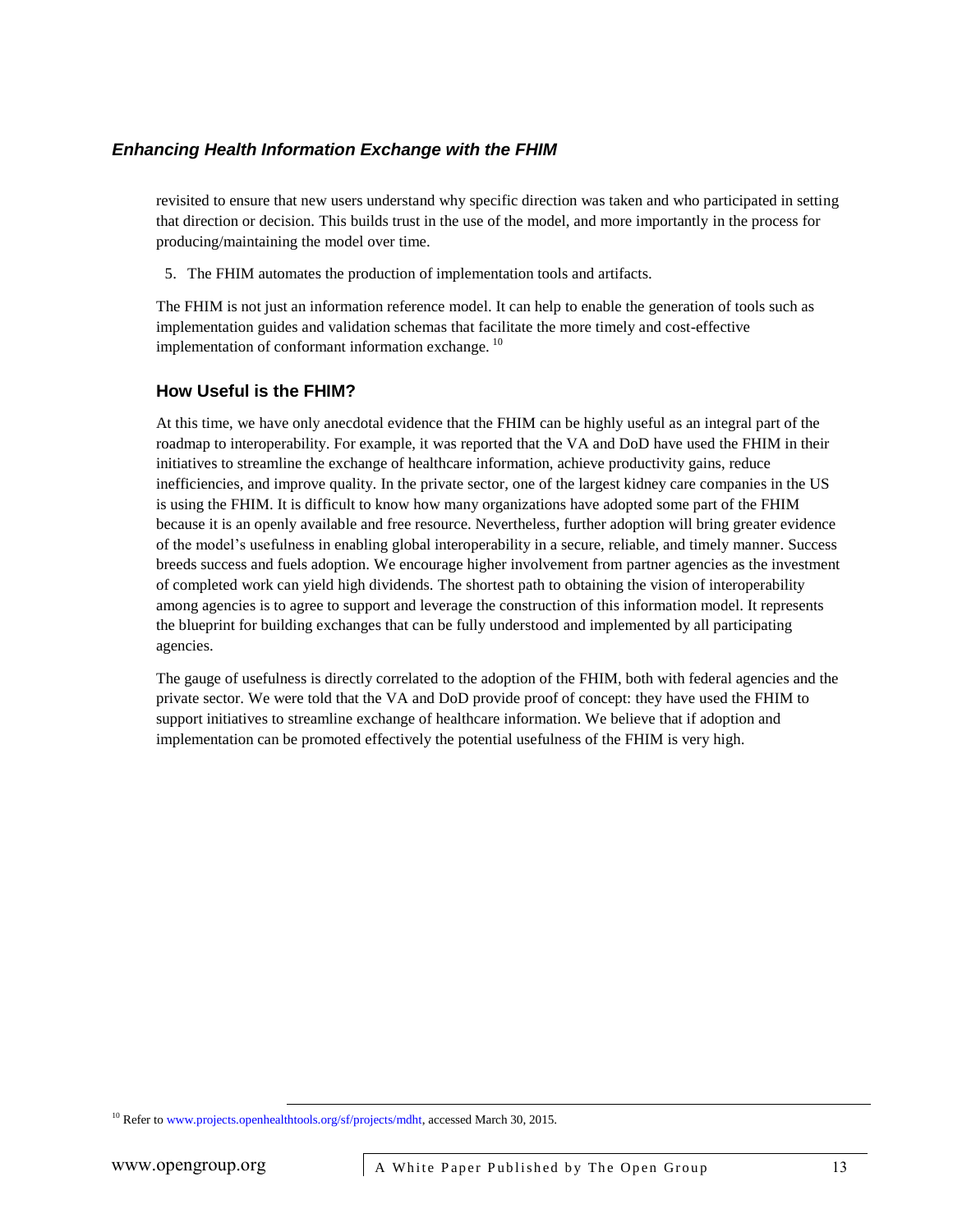revisited to ensure that new users understand why specific direction was taken and who participated in setting that direction or decision. This builds trust in the use of the model, and more importantly in the process for producing/maintaining the model over time.

5. The FHIM automates the production of implementation tools and artifacts.

The FHIM is not just an information reference model. It can help to enable the generation of tools such as implementation guides and validation schemas that facilitate the more timely and cost-effective implementation of conformant information exchange. [10]

### How Useful is the FHIM?

At this time, we have only anecdotal evidence that the FHIM can be highly useful as an integral part of the roadmap to interoperability. For example, it was reported that the VA and DoD have used the FHIM in their initiatives to streamline the exchange of healthcare information, achieve productivity gains, reduce inefficiencies, and improve quality. In the private sector, one of the largest kidney care companies in the US is using the FHIM. It is difficult to know how many organizations have adopted some part of the FHIM because it is an openly available and free resource. Nevertheless, further adoption will bring greater evidence of the model's usefulness in enabling global interoperability in a secure, reliable, and timely manner. Success breeds success and fuels adoption. We encourage higher involvement from partner agencies as the investment of completed work can yield high dividends. The shortest path to obtaining the vision of interoperability among agencies is to agree to support and leverage the construction of this information model. It represents the blueprint for building exchanges that can be fully understood and implemented by all participating agencies.

The gauge of usefulness is directly correlated to the adoption of the FHIM, both with federal agencies and the private sector. We were told that the VA and DoD provide proof of concept: they have used the FHIM to support initiatives to streamline exchange of healthcare information. We believe that if adoption and implementation can be promoted effectively the potential usefulness of the FHIM is very high.

[10] Refer to www.projects.openhealthtools.org/sf/projects/mdht, accessed March 30, 2015.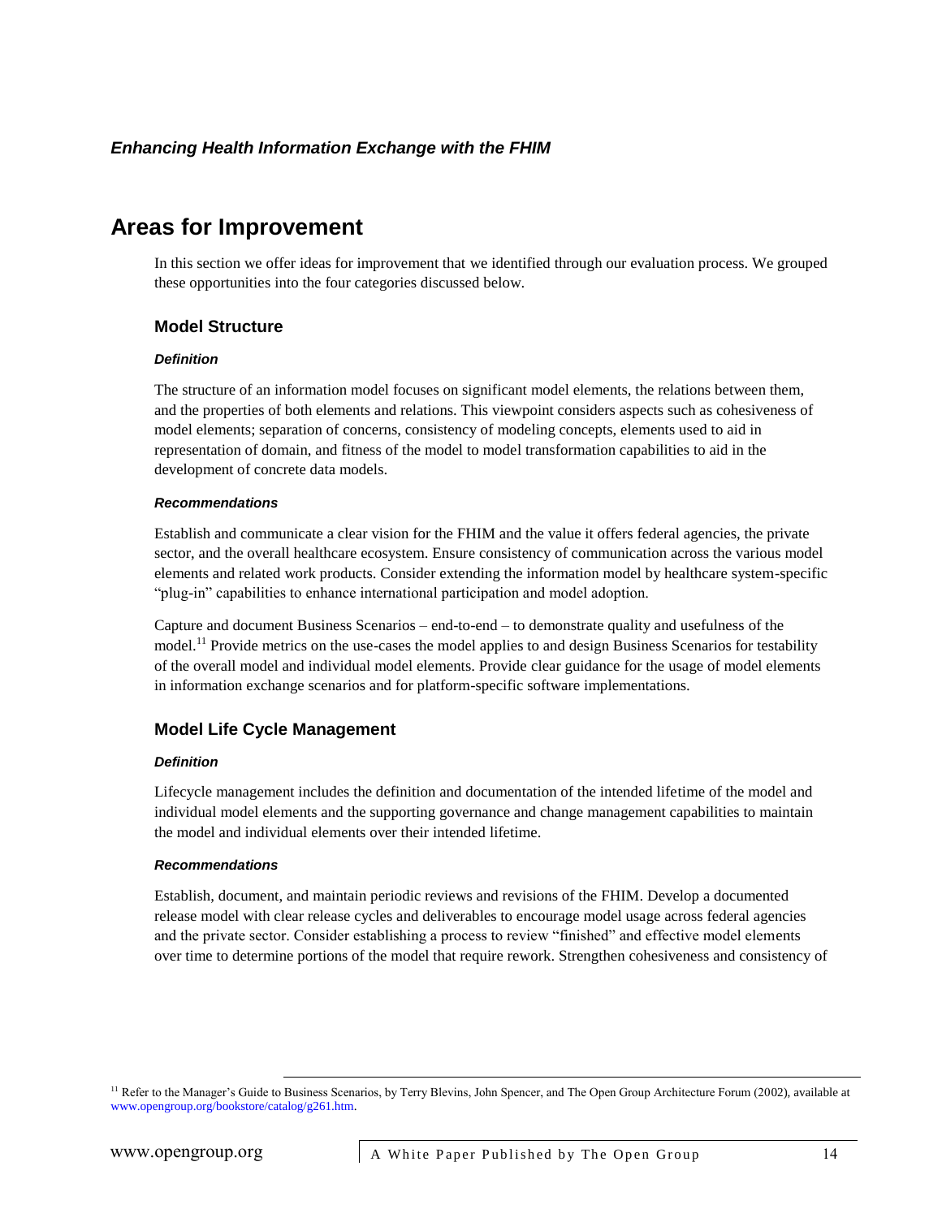## Areas for Improvement

In this section we offer ideas for improvement that we identified through our evaluation process. We grouped these opportunities into the four categories discussed below.

### Model Structure

#### *Definition*

The structure of an information model focuses on significant model elements, the relations between them, and the properties of both elements and relations. This viewpoint considers aspects such as cohesiveness of model elements; separation of concerns, consistency of modeling concepts, elements used to aid in representation of domain, and fitness of the model to model transformation capabilities to aid in the development of concrete data models.

#### *Recommendations*

Establish and communicate a clear vision for the FHIM and the value it offers federal agencies, the private sector, and the overall healthcare ecosystem. Ensure consistency of communication across the various model elements and related work products. Consider extending the information model by healthcare system-specific "plug-in" capabilities to enhance international participation and model adoption.

Capture and document Business Scenarios – end-to-end – to demonstrate quality and usefulness of the model.[11] Provide metrics on the use-cases the model applies to and design Business Scenarios for testability of the overall model and individual model elements. Provide clear guidance for the usage of model elements in information exchange scenarios and for platform-specific software implementations.

### Model Life Cycle Management

#### *Definition*

Lifecycle management includes the definition and documentation of the intended lifetime of the model and individual model elements and the supporting governance and change management capabilities to maintain the model and individual elements over their intended lifetime.

#### *Recommendations*

Establish, document, and maintain periodic reviews and revisions of the FHIM. Develop a documented release model with clear release cycles and deliverables to encourage model usage across federal agencies and the private sector. Consider establishing a process to review "finished" and effective model elements over time to determine portions of the model that require rework. Strengthen cohesiveness and consistency of

[11] Refer to the Manager's Guide to Business Scenarios, by Terry Blevins, John Spencer, and The Open Group Architecture Forum (2002), available at www.opengroup.org/bookstore/catalog/g261.htm.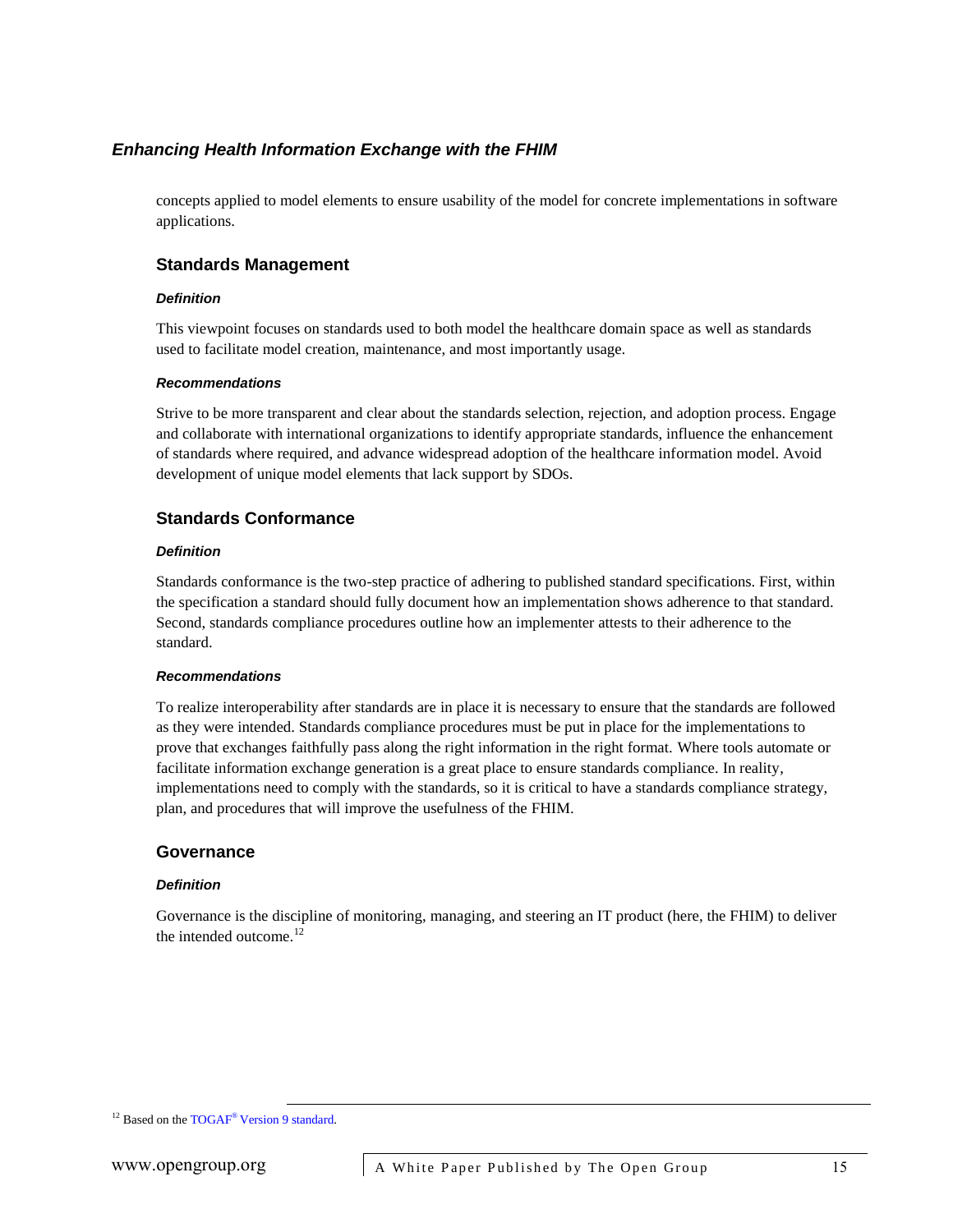concepts applied to model elements to ensure usability of the model for concrete implementations in software applications.

## Standards Management

#### *Definition*

This viewpoint focuses on standards used to both model the healthcare domain space as well as standards used to facilitate model creation, maintenance, and most importantly usage.

#### *Recommendations*

Strive to be more transparent and clear about the standards selection, rejection, and adoption process. Engage and collaborate with international organizations to identify appropriate standards, influence the enhancement of standards where required, and advance widespread adoption of the healthcare information model. Avoid development of unique model elements that lack support by SDOs.

## Standards Conformance

#### *Definition*

Standards conformance is the two-step practice of adhering to published standard specifications. First, within the specification a standard should fully document how an implementation shows adherence to that standard. Second, standards compliance procedures outline how an implementer attests to their adherence to the standard.

#### *Recommendations*

To realize interoperability after standards are in place it is necessary to ensure that the standards are followed as they were intended. Standards compliance procedures must be put in place for the implementations to prove that exchanges faithfully pass along the right information in the right format. Where tools automate or facilitate information exchange generation is a great place to ensure standards compliance. In reality, implementations need to comply with the standards, so it is critical to have a standards compliance strategy, plan, and procedures that will improve the usefulness of the FHIM.

## Governance

#### *Definition*

Governance is the discipline of monitoring, managing, and steering an IT product (here, the FHIM) to deliver the intended outcome.[12]

[12] Based on the TOGAF® Version 9 standard.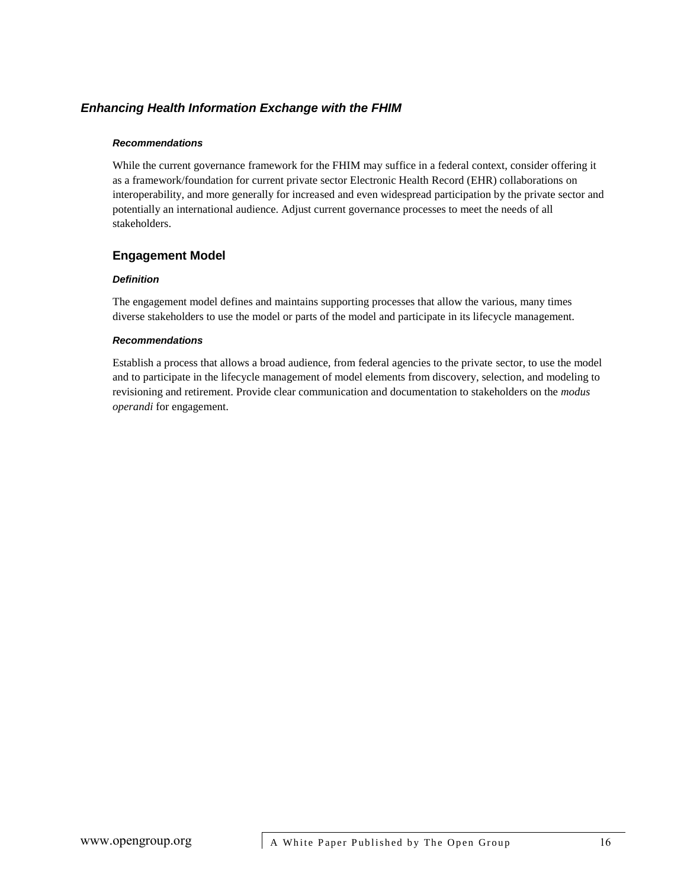### *Enhancing Health Information Exchange with the FHIM*

#### *Recommendations*

While the current governance framework for the FHIM may suffice in a federal context, consider offering it as a framework/foundation for current private sector Electronic Health Record (EHR) collaborations on interoperability, and more generally for increased and even widespread participation by the private sector and potentially an international audience. Adjust current governance processes to meet the needs of all stakeholders.

## Engagement Model

#### *Definition*

The engagement model defines and maintains supporting processes that allow the various, many times diverse stakeholders to use the model or parts of the model and participate in its lifecycle management.

#### *Recommendations*

Establish a process that allows a broad audience, from federal agencies to the private sector, to use the model and to participate in the lifecycle management of model elements from discovery, selection, and modeling to revisioning and retirement. Provide clear communication and documentation to stakeholders on the *modus operandi* for engagement.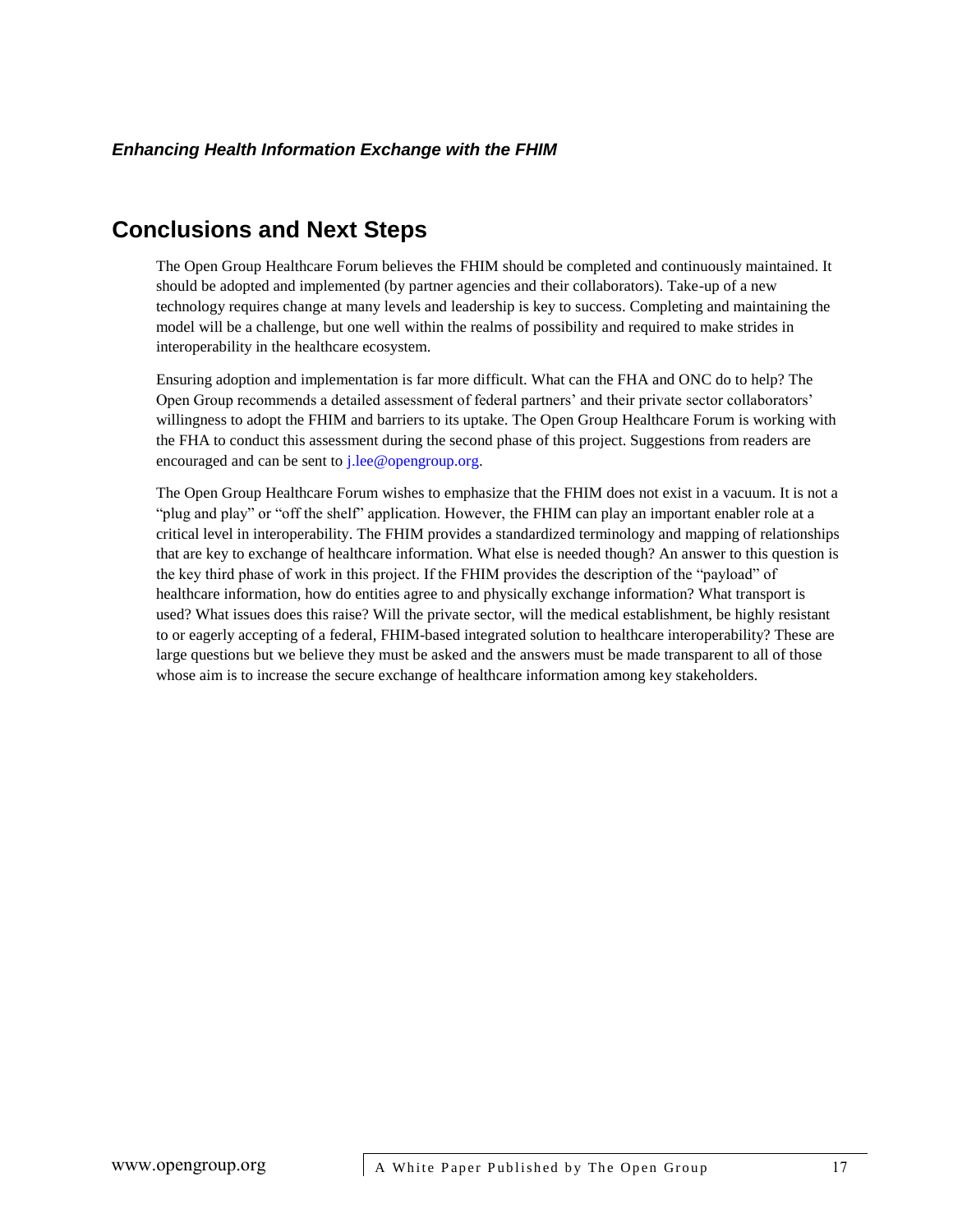## Conclusions and Next Steps

The Open Group Healthcare Forum believes the FHIM should be completed and continuously maintained. It should be adopted and implemented (by partner agencies and their collaborators). Take-up of a new technology requires change at many levels and leadership is key to success. Completing and maintaining the model will be a challenge, but one well within the realms of possibility and required to make strides in interoperability in the healthcare ecosystem.

Ensuring adoption and implementation is far more difficult. What can the FHA and ONC do to help? The Open Group recommends a detailed assessment of federal partners' and their private sector collaborators' willingness to adopt the FHIM and barriers to its uptake. The Open Group Healthcare Forum is working with the FHA to conduct this assessment during the second phase of this project. Suggestions from readers are encouraged and can be sent to j.lee@opengroup.org.

The Open Group Healthcare Forum wishes to emphasize that the FHIM does not exist in a vacuum. It is not a "plug and play" or "off the shelf" application. However, the FHIM can play an important enabler role at a critical level in interoperability. The FHIM provides a standardized terminology and mapping of relationships that are key to exchange of healthcare information. What else is needed though? An answer to this question is the key third phase of work in this project. If the FHIM provides the description of the "payload" of healthcare information, how do entities agree to and physically exchange information? What transport is used? What issues does this raise? Will the private sector, will the medical establishment, be highly resistant to or eagerly accepting of a federal, FHIM-based integrated solution to healthcare interoperability? These are large questions but we believe they must be asked and the answers must be made transparent to all of those whose aim is to increase the secure exchange of healthcare information among key stakeholders.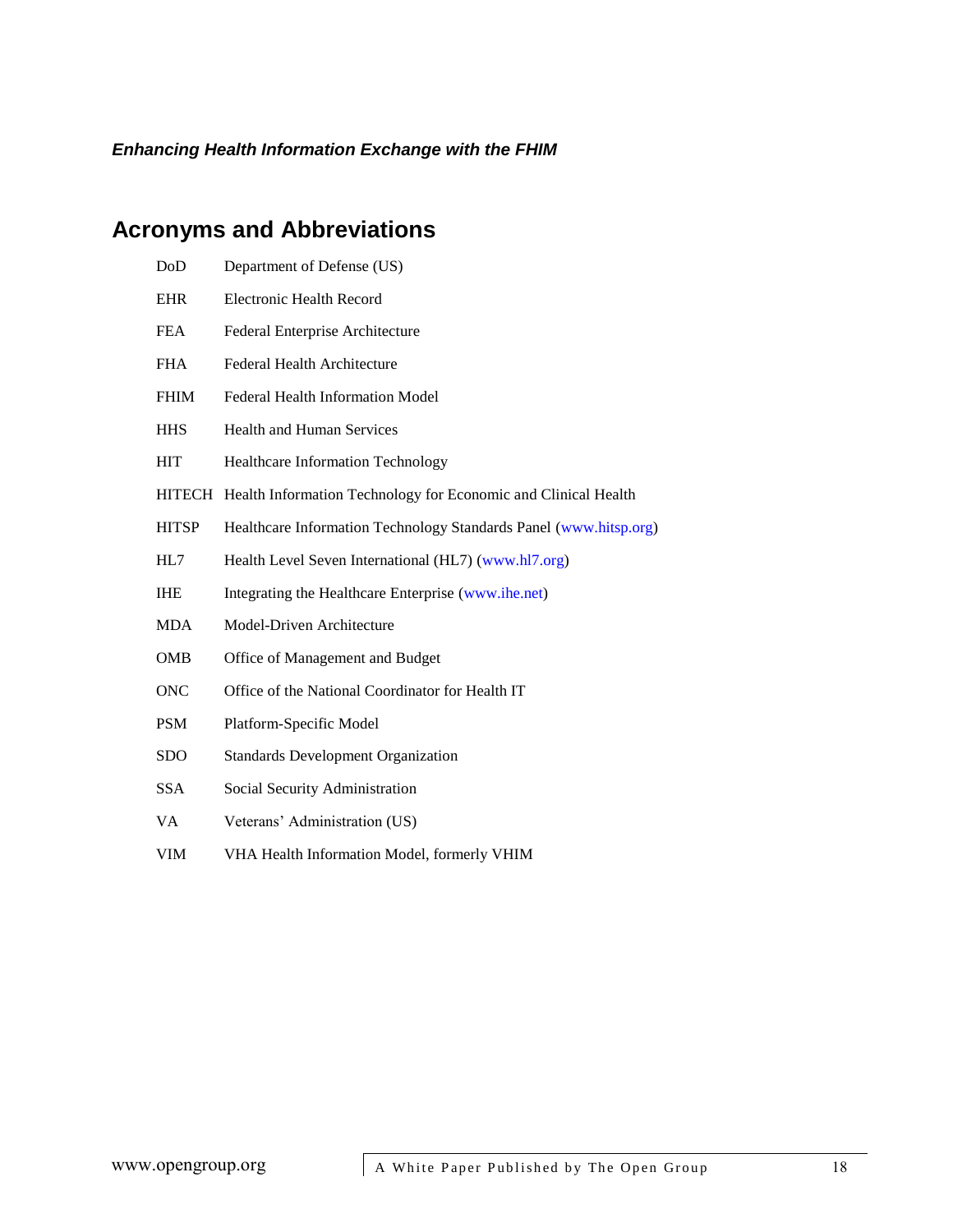## Acronyms and Abbreviations

| | |
|---|---|
| DoD | Department of Defense (US) |
| EHR | Electronic Health Record |
| FEA | Federal Enterprise Architecture |
| FHA | Federal Health Architecture |
| FHIM | Federal Health Information Model |
| HHS | Health and Human Services |
| HIT | Healthcare Information Technology |
| HITECH | Health Information Technology for Economic and Clinical Health |
| HITSP | Healthcare Information Technology Standards Panel (www.hitsp.org) |
| HL7 | Health Level Seven International (HL7) (www.hl7.org) |
| IHE | Integrating the Healthcare Enterprise (www.ihe.net) |
| MDA | Model-Driven Architecture |
| OMB | Office of Management and Budget |
| ONC | Office of the National Coordinator for Health IT |
| PSM | Platform-Specific Model |
| SDO | Standards Development Organization |
| SSA | Social Security Administration |
| VA | Veterans' Administration (US) |
| VIM | VHA Health Information Model, formerly VHIM |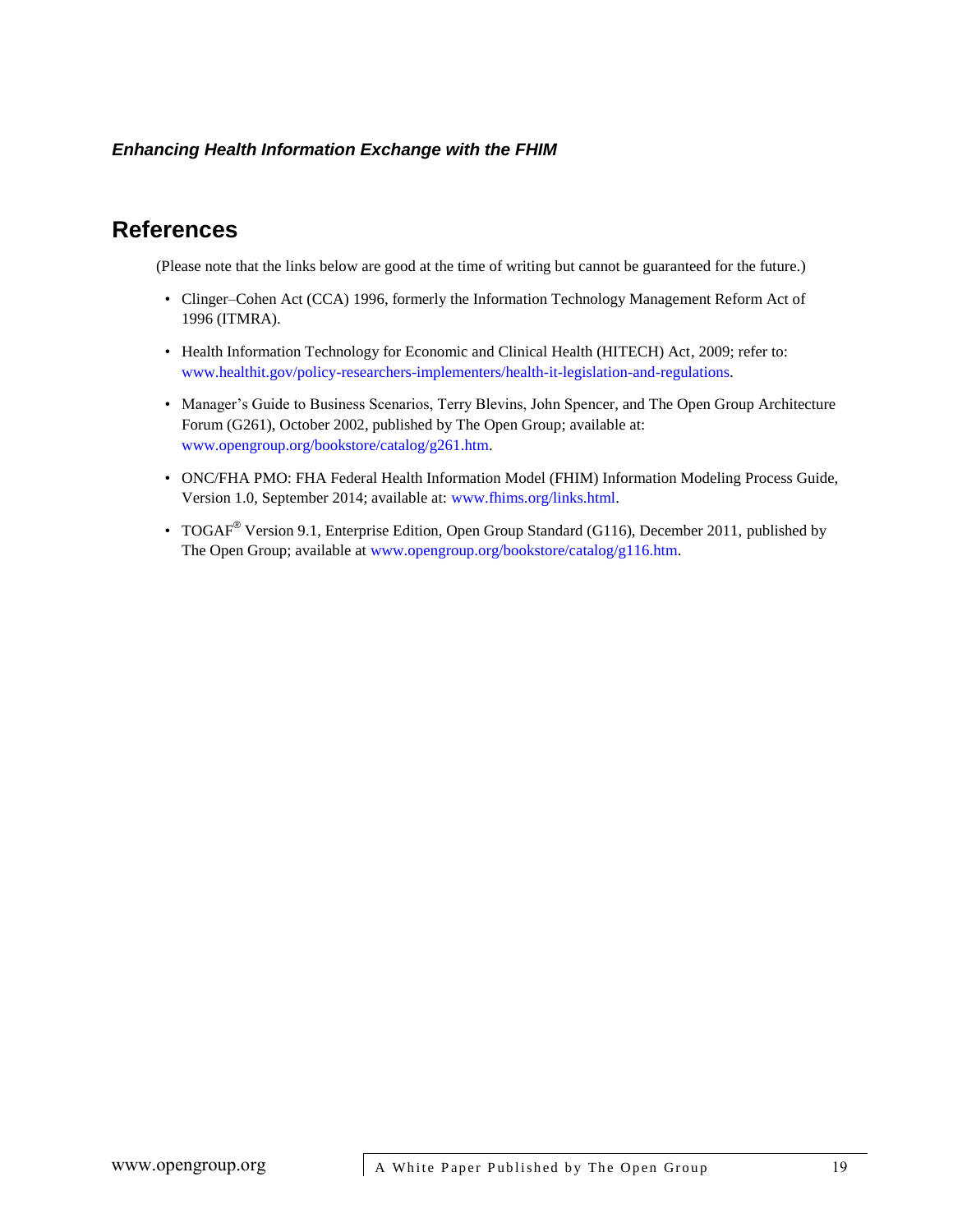# References

(Please note that the links below are good at the time of writing but cannot be guaranteed for the future.)

- Clinger–Cohen Act (CCA) 1996, formerly the Information Technology Management Reform Act of 1996 (ITMRA).
- Health Information Technology for Economic and Clinical Health (HITECH) Act, 2009; refer to: www.healthit.gov/policy-researchers-implementers/health-it-legislation-and-regulations.
- Manager's Guide to Business Scenarios, Terry Blevins, John Spencer, and The Open Group Architecture Forum (G261), October 2002, published by The Open Group; available at: www.opengroup.org/bookstore/catalog/g261.htm.
- ONC/FHA PMO: FHA Federal Health Information Model (FHIM) Information Modeling Process Guide, Version 1.0, September 2014; available at: www.fhims.org/links.html.
- TOGAF® Version 9.1, Enterprise Edition, Open Group Standard (G116), December 2011, published by The Open Group; available at www.opengroup.org/bookstore/catalog/g116.htm.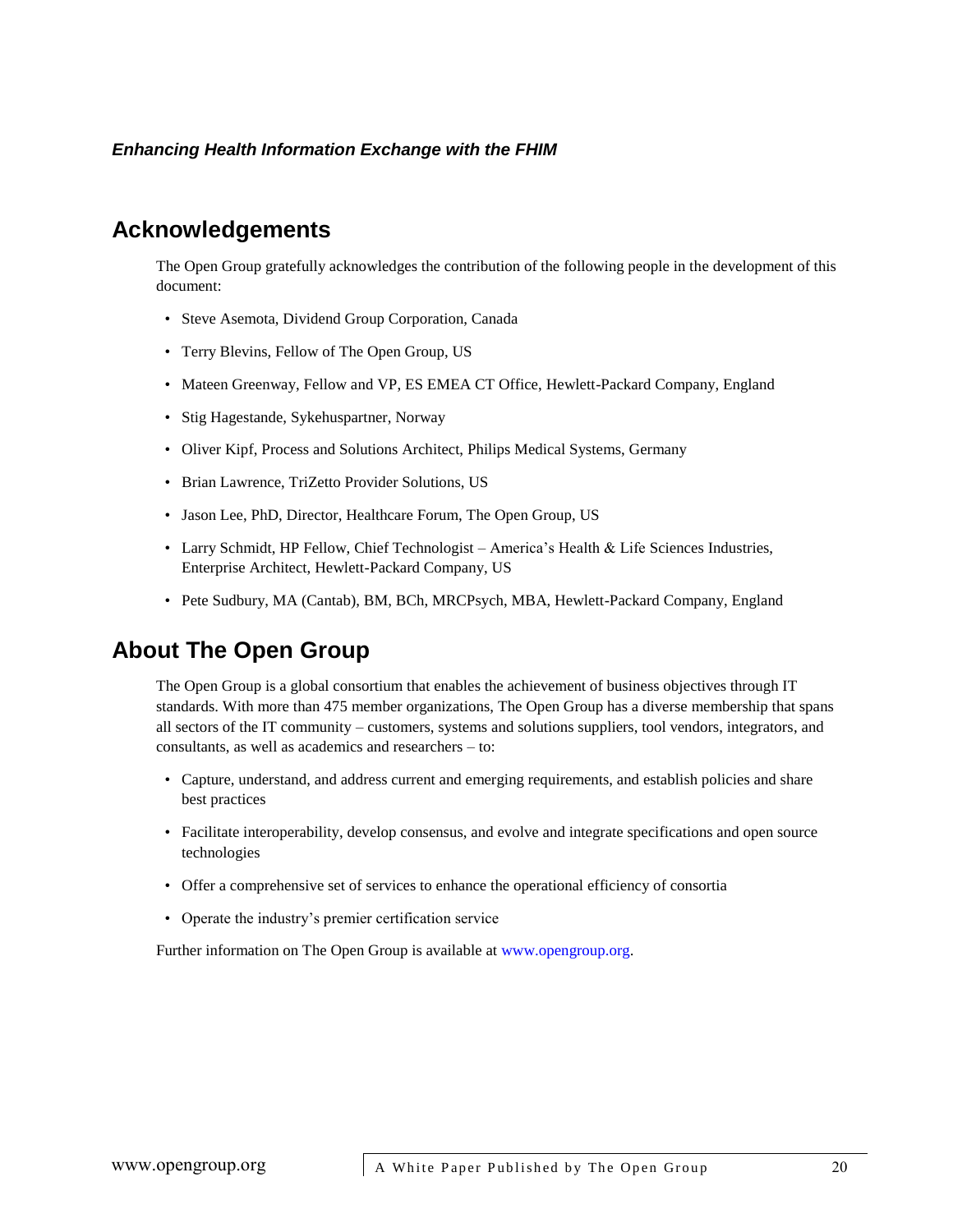## Acknowledgements

The Open Group gratefully acknowledges the contribution of the following people in the development of this document:

- Steve Asemota, Dividend Group Corporation, Canada
- Terry Blevins, Fellow of The Open Group, US
- Mateen Greenway, Fellow and VP, ES EMEA CT Office, Hewlett-Packard Company, England
- Stig Hagestande, Sykehuspartner, Norway
- Oliver Kipf, Process and Solutions Architect, Philips Medical Systems, Germany
- Brian Lawrence, TriZetto Provider Solutions, US
- Jason Lee, PhD, Director, Healthcare Forum, The Open Group, US
- Larry Schmidt, HP Fellow, Chief Technologist – America's Health & Life Sciences Industries, Enterprise Architect, Hewlett-Packard Company, US
- Pete Sudbury, MA (Cantab), BM, BCh, MRCPsych, MBA, Hewlett-Packard Company, England

## About The Open Group

The Open Group is a global consortium that enables the achievement of business objectives through IT standards. With more than 475 member organizations, The Open Group has a diverse membership that spans all sectors of the IT community – customers, systems and solutions suppliers, tool vendors, integrators, and consultants, as well as academics and researchers – to:

- Capture, understand, and address current and emerging requirements, and establish policies and share best practices
- Facilitate interoperability, develop consensus, and evolve and integrate specifications and open source technologies
- Offer a comprehensive set of services to enhance the operational efficiency of consortia
- Operate the industry's premier certification service

Further information on The Open Group is available at www.opengroup.org.